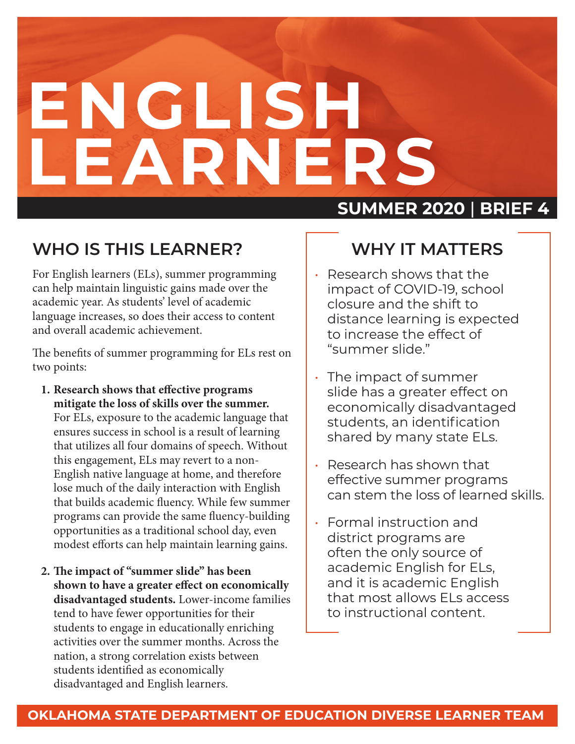# ENGLISH LEARNERS

**SUMMER 2020 | BRIEF 4**

## WHO IS THIS LEARNER?

For English learners (ELs), summer programming can help maintain linguistic gains made over the academic year. As students' level of academic language increases, so does their access to content and overall academic achievement.

The benefits of summer programming for ELs rest on two points:

1. **Research shows that effective programs mitigate the loss of skills over the summer.** For ELs, exposure to the academic language that ensures success in school is a result of learning that utilizes all four domains of speech. Without this engagement, ELs may revert to a non-English native language at home, and therefore lose much of the daily interaction with English that builds academic fluency. While few summer programs can provide the same fluency-building opportunities as a traditional school day, even modest efforts can help maintain learning gains.

2. **The impact of "summer slide" has been shown to have a greater effect on economically disadvantaged students.** Lower-income families tend to have fewer opportunities for their students to engage in educationally enriching activities over the summer months. Across the nation, a strong correlation exists between students identified as economically disadvantaged and English learners.

## WHY IT MATTERS

- Research shows that the impact of COVID-19, school closure and the shift to distance learning is expected to increase the effect of "summer slide."
- The impact of summer slide has a greater effect on economically disadvantaged students, an identification shared by many state ELs.
- Research has shown that effective summer programs can stem the loss of learned skills.
- Formal instruction and district programs are often the only source of academic English for ELs, and it is academic English that most allows ELs access to instructional content.

**OKLAHOMA STATE DEPARTMENT OF EDUCATION DIVERSE LEARNER TEAM**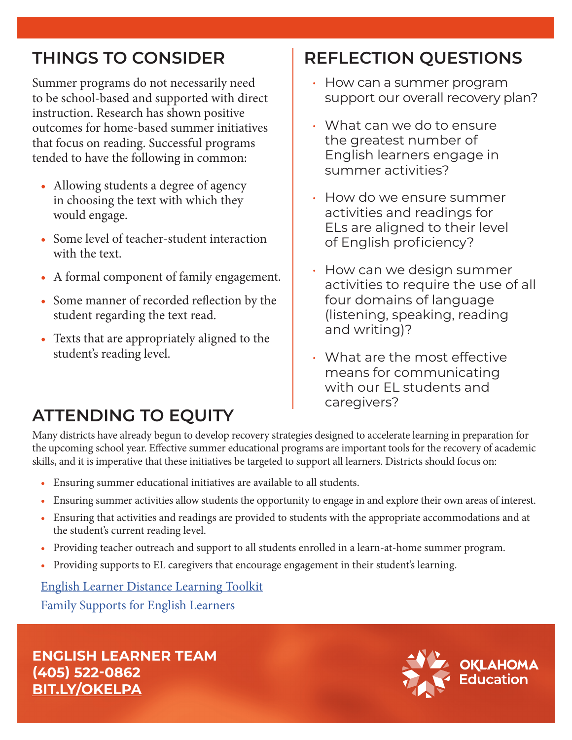## THINGS TO CONSIDER

Summer programs do not necessarily need to be school-based and supported with direct instruction. Research has shown positive outcomes for home-based summer initiatives that focus on reading. Successful programs tended to have the following in common:

- Allowing students a degree of agency in choosing the text with which they would engage.
- Some level of teacher-student interaction with the text.
- A formal component of family engagement.
- Some manner of recorded reflection by the student regarding the text read.
- Texts that are appropriately aligned to the student's reading level.

## REFLECTION QUESTIONS

- How can a summer program support our overall recovery plan?
- What can we do to ensure the greatest number of English learners engage in summer activities?
- How do we ensure summer activities and readings for ELs are aligned to their level of English proficiency?
- How can we design summer activities to require the use of all four domains of language (listening, speaking, reading and writing)?
- What are the most effective means for communicating with our EL students and caregivers?

## ATTENDING TO EQUITY

Many districts have already begun to develop recovery strategies designed to accelerate learning in preparation for the upcoming school year. Effective summer educational programs are important tools for the recovery of academic skills, and it is imperative that these initiatives be targeted to support all learners. Districts should focus on:

- Ensuring summer educational initiatives are available to all students.
- Ensuring summer activities allow students the opportunity to engage in and explore their own areas of interest.
- Ensuring that activities and readings are provided to students with the appropriate accommodations and at the student's current reading level.
- Providing teacher outreach and support to all students enrolled in a learn-at-home summer program.
- Providing supports to EL caregivers that encourage engagement in their student's learning.

English Learner Distance Learning Toolkit

Family Supports for English Learners

**ENGLISH LEARNER TEAM**
**(405) 522-0862**
**BIT.LY/OKELPA**

OKLAHOMA Education